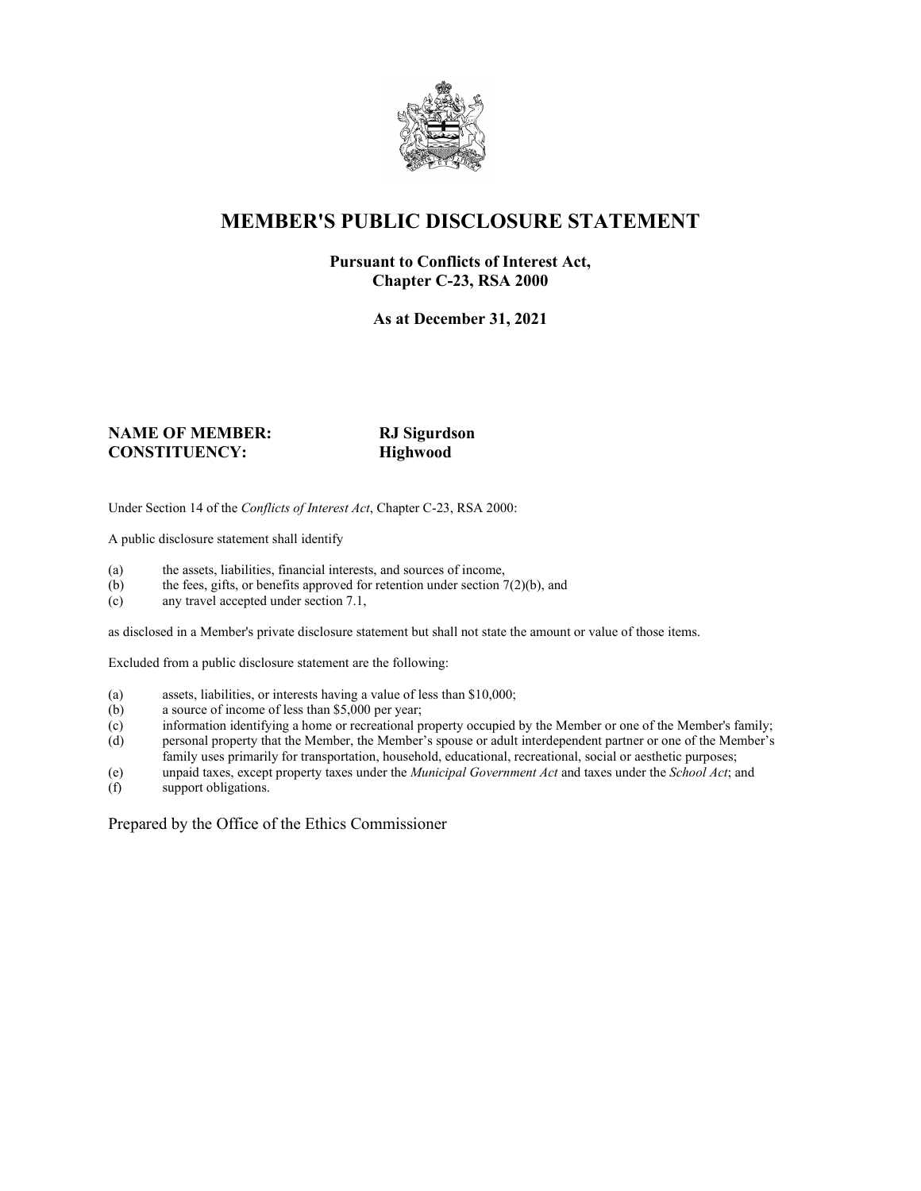# MEMBER'S PUBLIC DISCLOSURE STATEMENT

**Pursuant to Conflicts of Interest Act, Chapter C-23, RSA 2000**

**As at December 31, 2021**

**NAME OF MEMBER:** **RJ Sigurdson**
**CONSTITUENCY:** **Highwood**

Under Section 14 of the *Conflicts of Interest Act*, Chapter C-23, RSA 2000:

A public disclosure statement shall identify

(a) the assets, liabilities, financial interests, and sources of income,
(b) the fees, gifts, or benefits approved for retention under section 7(2)(b), and
(c) any travel accepted under section 7.1,

as disclosed in a Member's private disclosure statement but shall not state the amount or value of those items.

Excluded from a public disclosure statement are the following:

(a) assets, liabilities, or interests having a value of less than $10,000;
(b) a source of income of less than $5,000 per year;
(c) information identifying a home or recreational property occupied by the Member or one of the Member's family;
(d) personal property that the Member, the Member's spouse or adult interdependent partner or one of the Member's family uses primarily for transportation, household, educational, recreational, social or aesthetic purposes;
(e) unpaid taxes, except property taxes under the *Municipal Government Act* and taxes under the *School Act*; and
(f) support obligations.

Prepared by the Office of the Ethics Commissioner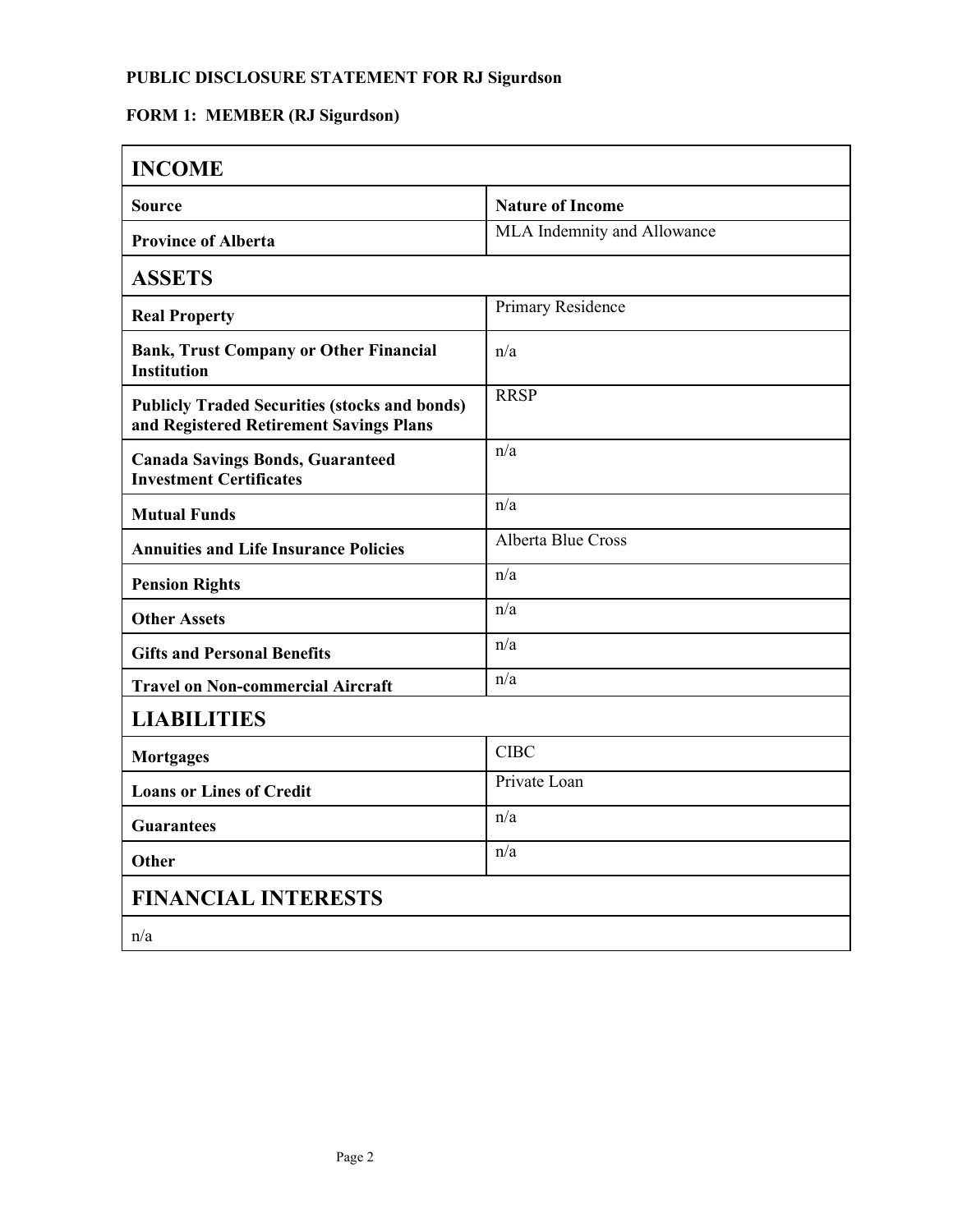**PUBLIC DISCLOSURE STATEMENT FOR RJ Sigurdson**

**FORM 1: MEMBER (RJ Sigurdson)**

| **INCOME** | |
|---|---|
| **Source** | **Nature of Income** |
| **Province of Alberta** | MLA Indemnity and Allowance |
| **ASSETS** | |
| **Real Property** | Primary Residence |
| **Bank, Trust Company or Other Financial Institution** | n/a |
| **Publicly Traded Securities (stocks and bonds) and Registered Retirement Savings Plans** | RRSP |
| **Canada Savings Bonds, Guaranteed Investment Certificates** | n/a |
| **Mutual Funds** | n/a |
| **Annuities and Life Insurance Policies** | Alberta Blue Cross |
| **Pension Rights** | n/a |
| **Other Assets** | n/a |
| **Gifts and Personal Benefits** | n/a |
| **Travel on Non-commercial Aircraft** | n/a |
| **LIABILITIES** | |
| **Mortgages** | CIBC |
| **Loans or Lines of Credit** | Private Loan |
| **Guarantees** | n/a |
| **Other** | n/a |
| **FINANCIAL INTERESTS** | |
| n/a | |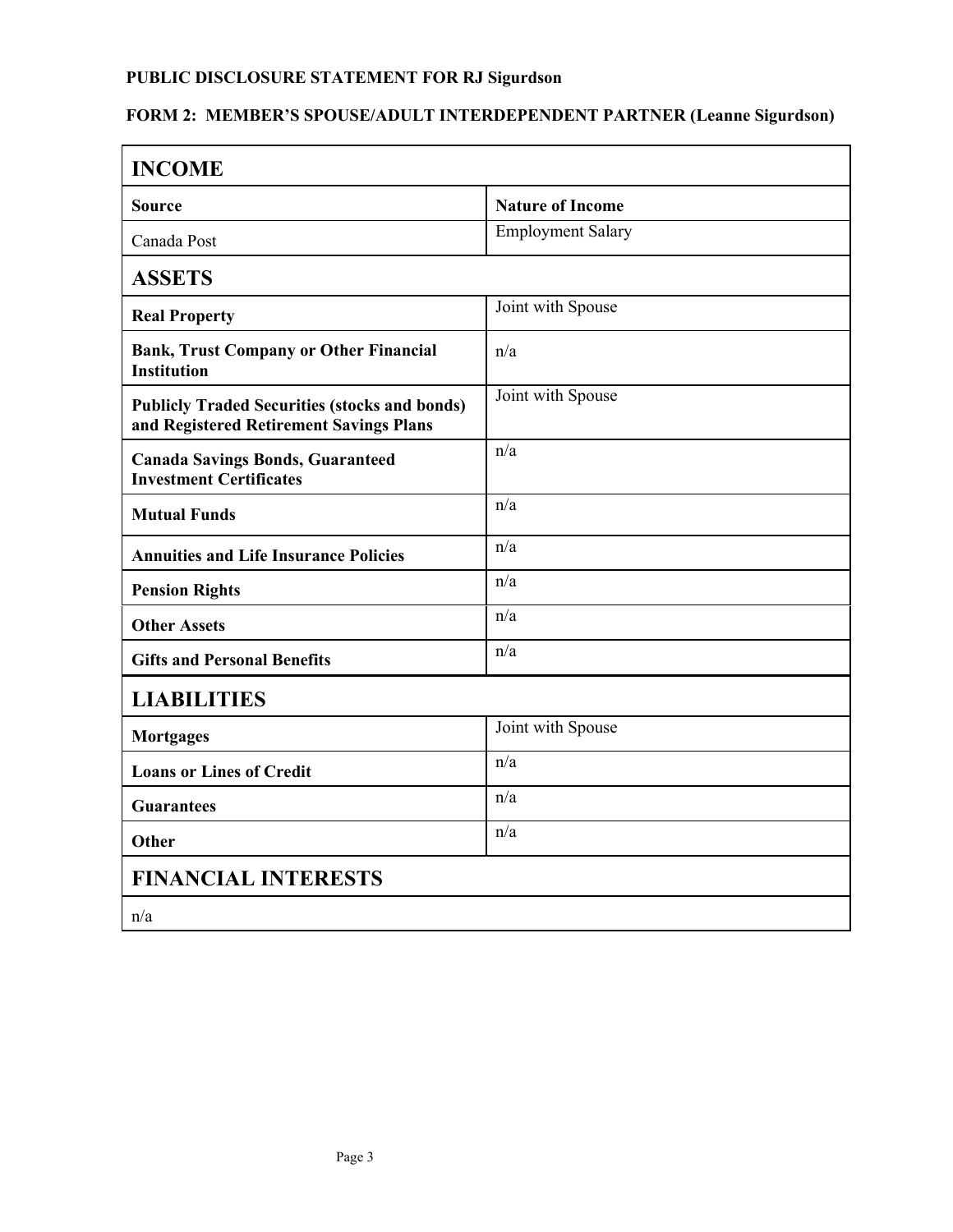**PUBLIC DISCLOSURE STATEMENT FOR RJ Sigurdson**

**FORM 2: MEMBER'S SPOUSE/ADULT INTERDEPENDENT PARTNER (Leanne Sigurdson)**

| **INCOME** | |
|---|---|
| **Source** | **Nature of Income** |
| Canada Post | Employment Salary |
| **ASSETS** | |
| **Real Property** | Joint with Spouse |
| **Bank, Trust Company or Other Financial Institution** | n/a |
| **Publicly Traded Securities (stocks and bonds) and Registered Retirement Savings Plans** | Joint with Spouse |
| **Canada Savings Bonds, Guaranteed Investment Certificates** | n/a |
| **Mutual Funds** | n/a |
| **Annuities and Life Insurance Policies** | n/a |
| **Pension Rights** | n/a |
| **Other Assets** | n/a |
| **Gifts and Personal Benefits** | n/a |
| **LIABILITIES** | |
| **Mortgages** | Joint with Spouse |
| **Loans or Lines of Credit** | n/a |
| **Guarantees** | n/a |
| **Other** | n/a |
| **FINANCIAL INTERESTS** | |
| n/a | |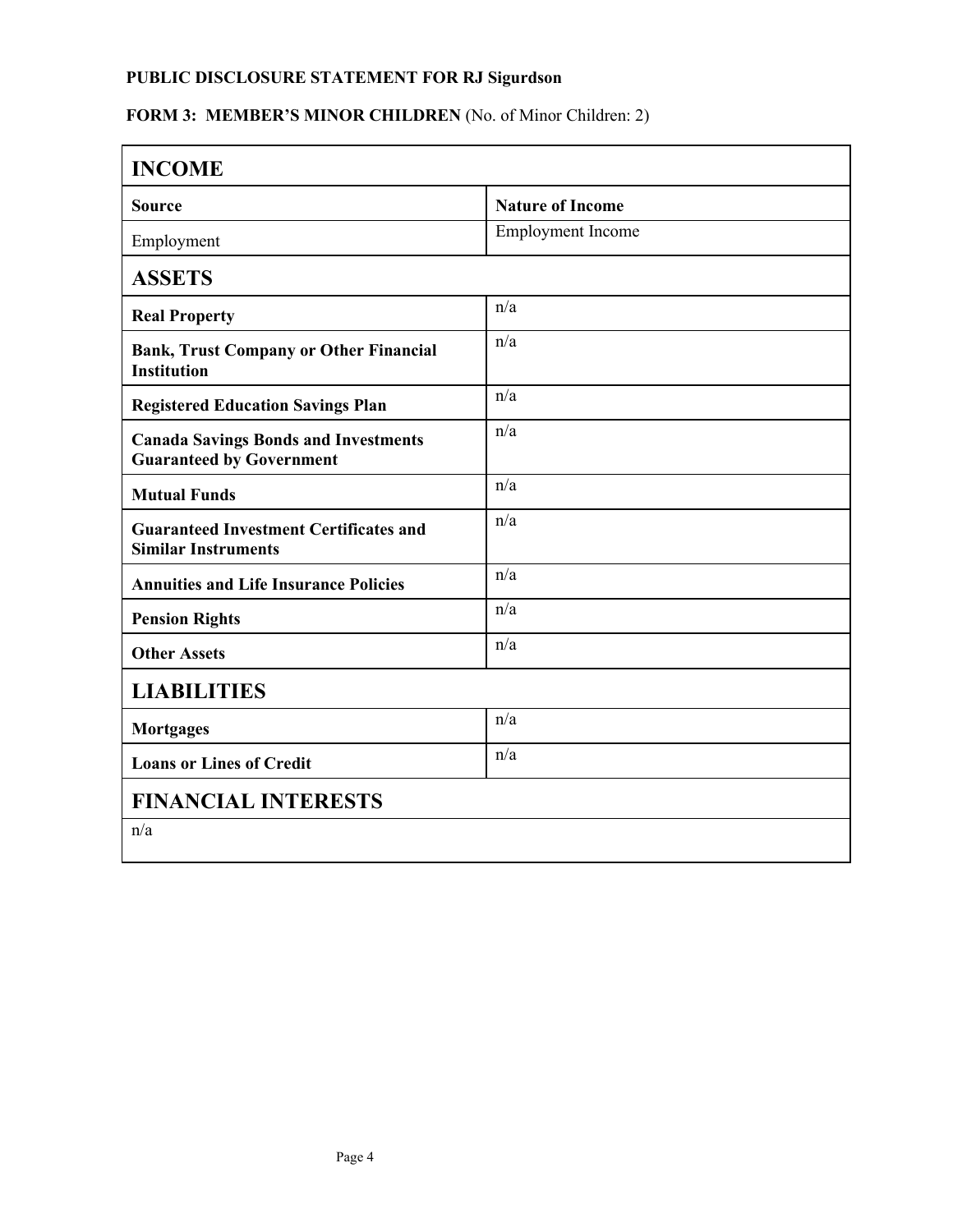**PUBLIC DISCLOSURE STATEMENT FOR RJ Sigurdson**

**FORM 3: MEMBER'S MINOR CHILDREN** (No. of Minor Children: 2)

| | |
|---|---|
| **INCOME** | |
| **Source** | **Nature of Income** |
| Employment | Employment Income |
| **ASSETS** | |
| **Real Property** | n/a |
| **Bank, Trust Company or Other Financial Institution** | n/a |
| **Registered Education Savings Plan** | n/a |
| **Canada Savings Bonds and Investments Guaranteed by Government** | n/a |
| **Mutual Funds** | n/a |
| **Guaranteed Investment Certificates and Similar Instruments** | n/a |
| **Annuities and Life Insurance Policies** | n/a |
| **Pension Rights** | n/a |
| **Other Assets** | n/a |
| **LIABILITIES** | |
| **Mortgages** | n/a |
| **Loans or Lines of Credit** | n/a |
| **FINANCIAL INTERESTS** | |
| n/a | |